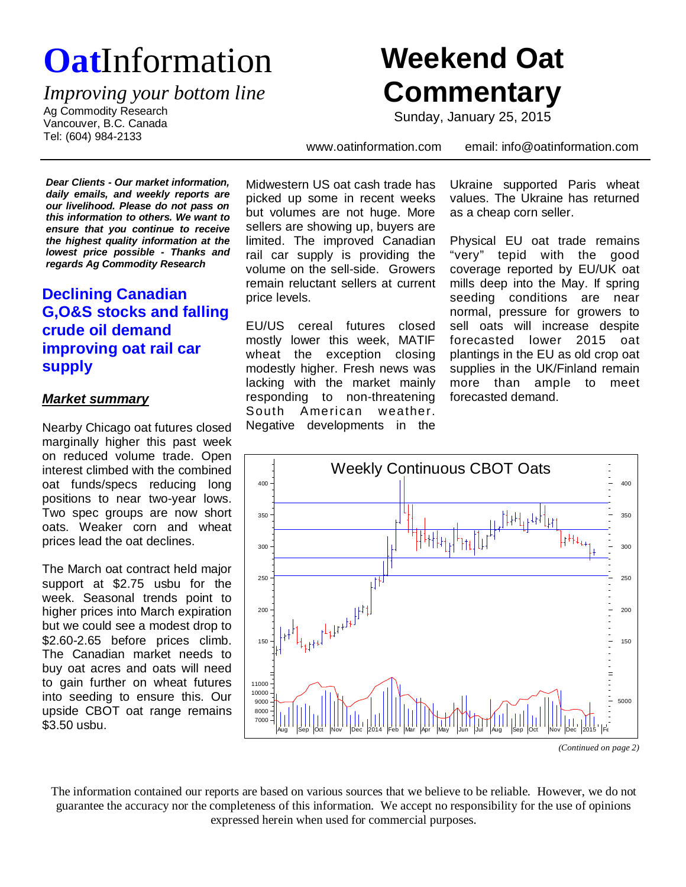# **Oat**Information

*Improving your bottom line*

Ag Commodity Research
Vancouver, B.C. Canada
Tel: (604) 984-2133

# Weekend Oat Commentary

Sunday, January 25, 2015

www.oatinformation.com email: info@oatinformation.com

***Dear Clients - Our market information, daily emails, and weekly reports are our livelihood. Please do not pass on this information to others. We want to ensure that you continue to receive the highest quality information at the lowest price possible - Thanks and regards Ag Commodity Research***

## Declining Canadian G,O&S stocks and falling crude oil demand improving oat rail car supply

### ***Market summary***

Nearby Chicago oat futures closed marginally higher this past week on reduced volume trade. Open interest climbed with the combined oat funds/specs reducing long positions to near two-year lows. Two spec groups are now short oats. Weaker corn and wheat prices lead the oat declines.

The March oat contract held major support at $2.75 usbu for the week. Seasonal trends point to higher prices into March expiration but we could see a modest drop to $2.60-2.65 before prices climb. The Canadian market needs to buy oat acres and oats will need to gain further on wheat futures into seeding to ensure this. Our upside CBOT oat range remains $3.50 usbu.

Midwestern US oat cash trade has picked up some in recent weeks but volumes are not huge. More sellers are showing up, buyers are limited. The improved Canadian rail car supply is providing the volume on the sell-side. Growers remain reluctant sellers at current price levels.

EU/US cereal futures closed mostly lower this week, MATIF wheat the exception closing modestly higher. Fresh news was lacking with the market mainly responding to non-threatening South American weather. Negative developments in the Ukraine supported Paris wheat values. The Ukraine has returned as a cheap corn seller.

Physical EU oat trade remains "very" tepid with the good coverage reported by EU/UK oat mills deep into the May. If spring seeding conditions are near normal, pressure for growers to sell oats will increase despite forecasted lower 2015 oat plantings in the EU as old crop oat supplies in the UK/Finland remain more than ample to meet forecasted demand.

Weekly Continuous CBOT Oats

*(Continued on page 2)*

The information contained our reports are based on various sources that we believe to be reliable. However, we do not guarantee the accuracy nor the completeness of this information. We accept no responsibility for the use of opinions expressed herein when used for commercial purposes.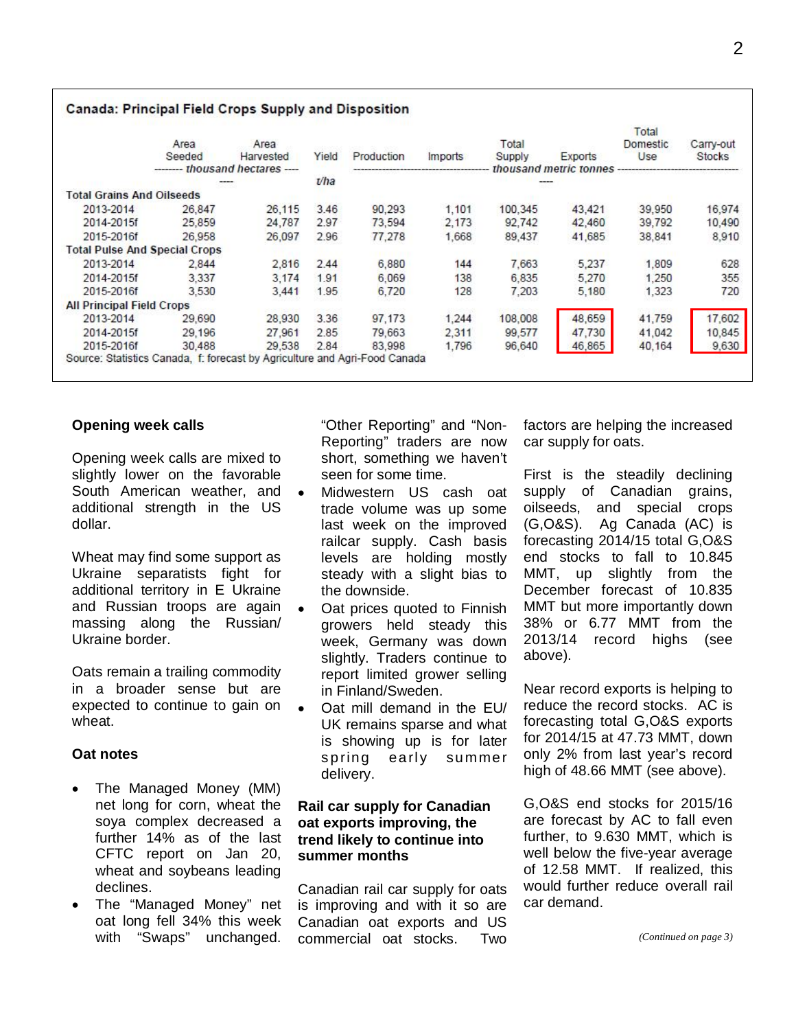## Canada: Principal Field Crops Supply and Disposition

| | Area Seeded | Area Harvested | Yield | Production | Imports | Total Supply | Exports | Total Domestic Use | Carry-out Stocks |
|---|---|---|---|---|---|---|---|---|---|
| | thousand hectares | | t/ha | thousand metric tonnes | | | | | |
| **Total Grains And Oilseeds** | | | | | | | | | |
| 2013-2014 | 26,847 | 26,115 | 3.46 | 90,293 | 1,101 | 100,345 | 43,421 | 39,950 | 16,974 |
| 2014-2015f | 25,859 | 24,787 | 2.97 | 73,594 | 2,173 | 92,742 | 42,460 | 39,792 | 10,490 |
| 2015-2016f | 26,958 | 26,097 | 2.96 | 77,278 | 1,668 | 89,437 | 41,685 | 38,841 | 8,910 |
| **Total Pulse And Special Crops** | | | | | | | | | |
| 2013-2014 | 2,844 | 2,816 | 2.44 | 6,880 | 144 | 7,663 | 5,237 | 1,809 | 628 |
| 2014-2015f | 3,337 | 3,174 | 1.91 | 6,069 | 138 | 6,835 | 5,270 | 1,250 | 355 |
| 2015-2016f | 3,530 | 3,441 | 1.95 | 6,720 | 128 | 7,203 | 5,180 | 1,323 | 720 |
| **All Principal Field Crops** | | | | | | | | | |
| 2013-2014 | 29,690 | 28,930 | 3.36 | 97,173 | 1,244 | 108,008 | 48,659 | 41,759 | 17,602 |
| 2014-2015f | 29,196 | 27,961 | 2.85 | 79,663 | 2,311 | 99,577 | 47,730 | 41,042 | 10,845 |
| 2015-2016f | 30,488 | 29,538 | 2.84 | 83,998 | 1,796 | 96,640 | 46,865 | 40,164 | 9,630 |

Source: Statistics Canada, f: forecast by Agriculture and Agri-Food Canada

### Opening week calls

Opening week calls are mixed to slightly lower on the favorable South American weather, and additional strength in the US dollar.

Wheat may find some support as Ukraine separatists fight for additional territory in E Ukraine and Russian troops are again massing along the Russian/ Ukraine border.

Oats remain a trailing commodity in a broader sense but are expected to continue to gain on wheat.

### Oat notes

- The Managed Money (MM) net long for corn, wheat the soya complex decreased a further 14% as of the last CFTC report on Jan 20, wheat and soybeans leading declines.
- The "Managed Money" net oat long fell 34% this week with "Swaps" unchanged. "Other Reporting" and "Non-Reporting" traders are now short, something we haven't seen for some time.
- Midwestern US cash oat trade volume was up some last week on the improved railcar supply. Cash basis levels are holding mostly steady with a slight bias to the downside.
- Oat prices quoted to Finnish growers held steady this week, Germany was down slightly. Traders continue to report limited grower selling in Finland/Sweden.
- Oat mill demand in the EU/ UK remains sparse and what is showing up is for later spring early summer delivery.

### Rail car supply for Canadian oat exports improving, the trend likely to continue into summer months

Canadian rail car supply for oats is improving and with it so are Canadian oat exports and US commercial oat stocks. Two factors are helping the increased car supply for oats.

First is the steadily declining supply of Canadian grains, oilseeds, and special crops (G,O&S). Ag Canada (AC) is forecasting 2014/15 total G,O&S end stocks to fall to 10.845 MMT, up slightly from the December forecast of 10.835 MMT but more importantly down 38% or 6.77 MMT from the 2013/14 record highs (see above).

Near record exports is helping to reduce the record stocks. AC is forecasting total G,O&S exports for 2014/15 at 47.73 MMT, down only 2% from last year's record high of 48.66 MMT (see above).

G,O&S end stocks for 2015/16 are forecast by AC to fall even further, to 9.630 MMT, which is well below the five-year average of 12.58 MMT. If realized, this would further reduce overall rail car demand.

*(Continued on page 3)*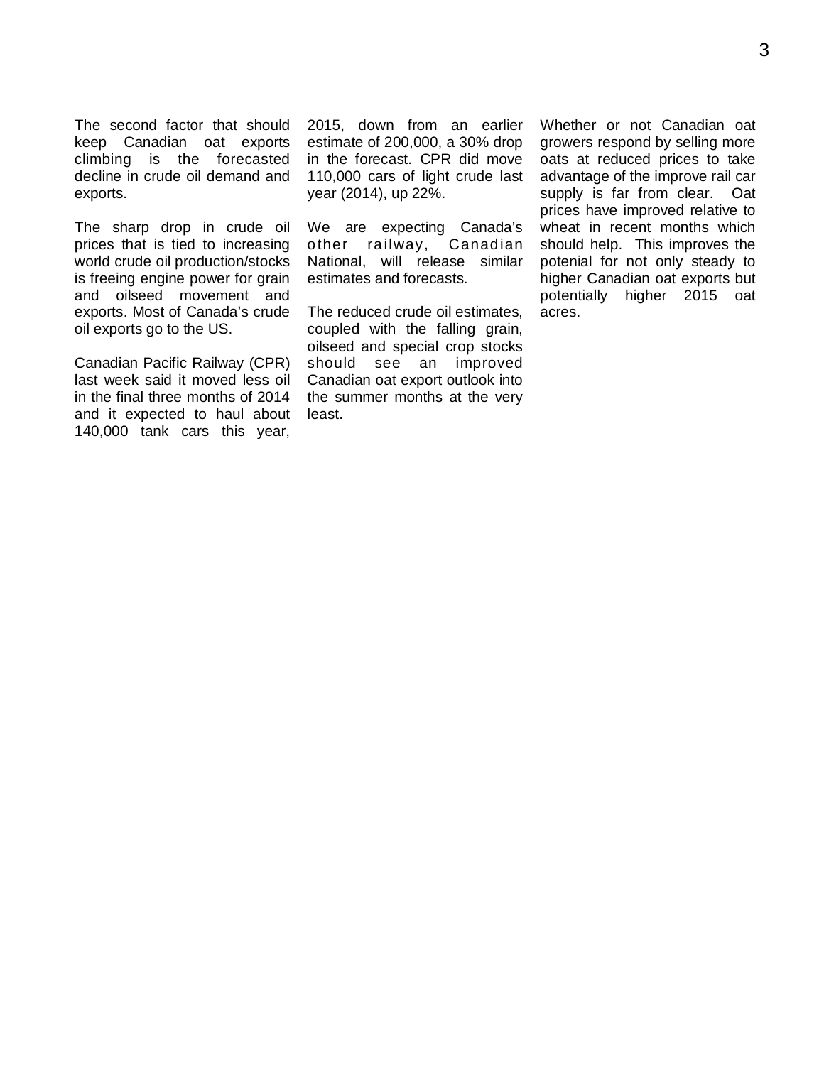The second factor that should keep Canadian oat exports climbing is the forecasted decline in crude oil demand and exports.

The sharp drop in crude oil prices that is tied to increasing world crude oil production/stocks is freeing engine power for grain and oilseed movement and exports. Most of Canada's crude oil exports go to the US.

Canadian Pacific Railway (CPR) last week said it moved less oil in the final three months of 2014 and it expected to haul about 140,000 tank cars this year, 2015, down from an earlier estimate of 200,000, a 30% drop in the forecast. CPR did move 110,000 cars of light crude last year (2014), up 22%.

We are expecting Canada's other railway, Canadian National, will release similar estimates and forecasts.

The reduced crude oil estimates, coupled with the falling grain, oilseed and special crop stocks should see an improved Canadian oat export outlook into the summer months at the very least.

Whether or not Canadian oat growers respond by selling more oats at reduced prices to take advantage of the improve rail car supply is far from clear. Oat prices have improved relative to wheat in recent months which should help. This improves the potenial for not only steady to higher Canadian oat exports but potentially higher 2015 oat acres.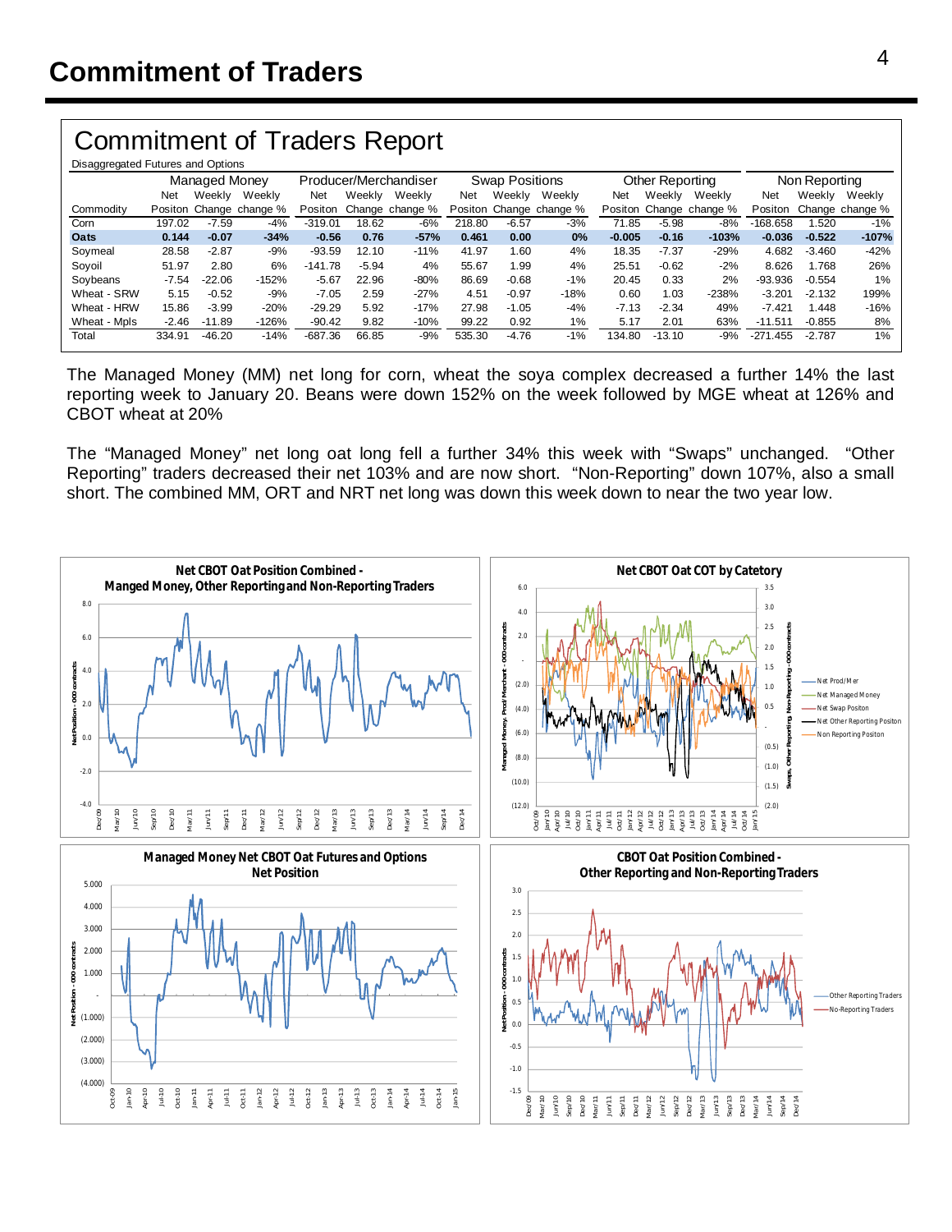# Commitment of Traders

## Commitment of Traders Report

Disaggregated Futures and Options

| | Managed Money | | | Producer/Merchandiser | | | Swap Positions | | | Other Reporting | | | Non Reporting | | |
|---|---|---|---|---|---|---|---|---|---|---|---|---|---|---|---|
| Commodity | Net Positon | Weekly Change | Weekly change % | Net Positon | Weekly Change | Weekly change % | Net Positon | Weekly Change | Weekly change % | Net Positon | Weekly Change | Weekly change % | Net Positon | Weekly Change | Weekly change % |
| Corn | 197.02 | -7.59 | -4% | -319.01 | 18.62 | -6% | 218.80 | -6.57 | -3% | 71.85 | -5.98 | -8% | -168.658 | 1.520 | -1% |
| **Oats** | **0.144** | **-0.07** | **-34%** | **-0.56** | **0.76** | **-57%** | **0.461** | **0.00** | **0%** | **-0.005** | **-0.16** | **-103%** | **-0.036** | **-0.522** | **-107%** |
| Soymeal | 28.58 | -2.87 | -9% | -93.59 | 12.10 | -11% | 41.97 | 1.60 | 4% | 18.35 | -7.37 | -29% | 4.682 | -3.460 | -42% |
| Soyoil | 51.97 | 2.80 | 6% | -141.78 | -5.94 | 4% | 55.67 | 1.99 | 4% | 25.51 | -0.62 | -2% | 8.626 | 1.768 | 26% |
| Soybeans | -7.54 | -22.06 | -152% | -5.67 | 22.96 | -80% | 86.69 | -0.68 | -1% | 20.45 | 0.33 | 2% | -93.936 | -0.554 | 1% |
| Wheat - SRW | 5.15 | -0.52 | -9% | -7.05 | 2.59 | -27% | 4.51 | -0.97 | -18% | 0.60 | 1.03 | -238% | -3.201 | -2.132 | 199% |
| Wheat - HRW | 15.86 | -3.99 | -20% | -29.29 | 5.92 | -17% | 27.98 | -1.05 | -4% | -7.13 | -2.34 | 49% | -7.421 | 1.448 | -16% |
| Wheat - Mpls | -2.46 | -11.89 | -126% | -90.42 | 9.82 | -10% | 99.22 | 0.92 | 1% | 5.17 | 2.01 | 63% | -11.511 | -0.855 | 8% |
| Total | 334.91 | -46.20 | -14% | -687.36 | 66.85 | -9% | 535.30 | -4.76 | -1% | 134.80 | -13.10 | -9% | -271.455 | -2.787 | 1% |

The Managed Money (MM) net long for corn, wheat the soya complex decreased a further 14% the last reporting week to January 20. Beans were down 152% on the week followed by MGE wheat at 126% and CBOT wheat at 20%

The "Managed Money" net long oat long fell a further 34% this week with "Swaps" unchanged. "Other Reporting" traders decreased their net 103% and are now short. "Non-Reporting" down 107%, also a small short. The combined MM, ORT and NRT net long was down this week down to near the two year low.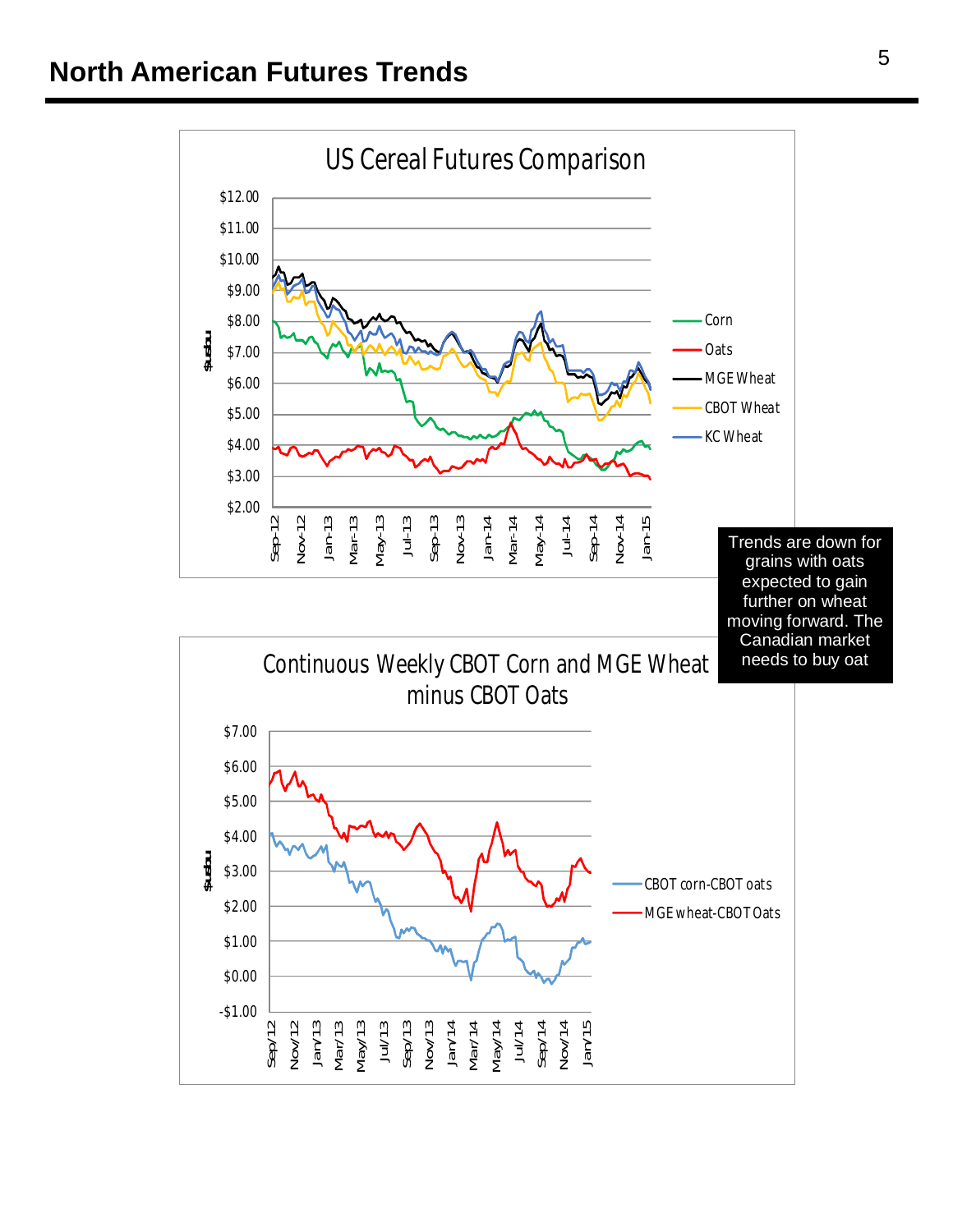# North American Futures Trends

US Cereal Futures Comparison

$12.00
$11.00
$10.00
$9.00
$8.00
$7.00
$6.00
$5.00
$4.00
$3.00
$2.00

$/bu

Sep-12
Nov-12
Jan-13
Mar-13
May-13
Jul-13
Sep-13
Nov-13
Jan-14
Mar-14
May-14
Jul-14
Sep-14
Nov-14
Jan-15

Corn
Oats
MGE Wheat
CBOT Wheat
KC Wheat

Trends are down for grains with oats expected to gain further on wheat moving forward. The Canadian market needs to buy oat

Continuous Weekly CBOT Corn and MGE Wheat minus CBOT Oats

$7.00
$6.00
$5.00
$4.00
$3.00
$2.00
$1.00
$0.00
-$1.00

$/bu

Sep/12
Nov/12
Jan/13
Mar/13
May/13
Jul/13
Sep/13
Nov/13
Jan/14
Mar/14
May/14
Jul/14
Sep/14
Nov/14
Jan/15

CBOT corn-CBOT oats
MGE wheat-CBOT Oats